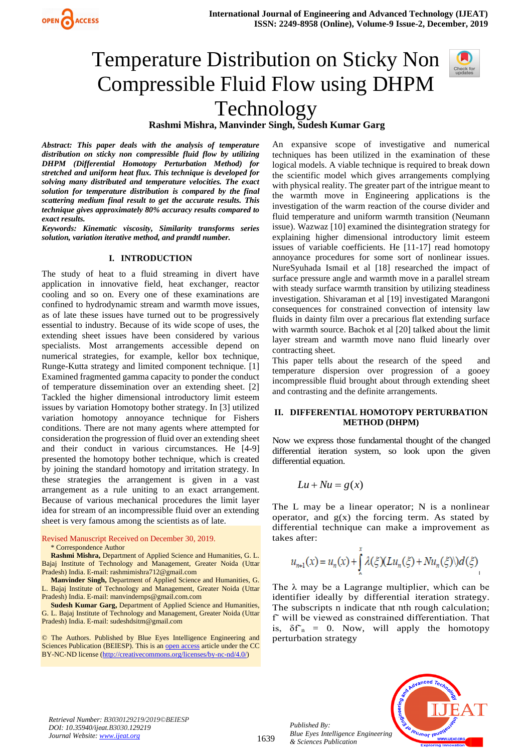# Temperature Distribution on Sticky Non Compressible Fluid Flow using DHPM Technology

**Rashmi Mishra, Manvinder Singh, Sudesh Kumar Garg**

***Abstract:** This paper deals with the analysis of temperature distribution on sticky non compressible fluid flow by utilizing DHPM (Differential Homotopy Perturbation Method) for stretched and uniform heat flux. This technique is developed for solving many distributed and temperature velocities. The exact solution for temperature distribution is compared by the final scattering medium final result to get the accurate results. This technique gives approximately 80% accuracy results compared to exact results.*

***Keywords:** Kinematic viscosity, Similarity transforms series solution, variation iterative method, and prandtl number.*

## I. INTRODUCTION

The study of heat to a fluid streaming in divert have application in innovative field, heat exchanger, reactor cooling and so on. Every one of these examinations are confined to hydrodynamic stream and warmth move issues, as of late these issues have turned out to be progressively essential to industry. Because of its wide scope of uses, the extending sheet issues have been considered by various specialists. Most arrangements accessible depend on numerical strategies, for example, kellor box technique, Runge-Kutta strategy and limited component technique. [1] Examined fragmented gamma capacity to ponder the conduct of temperature dissemination over an extending sheet. [2] Tackled the higher dimensional introductory limit esteem issues by variation Homotopy bother strategy. In [3] utilized variation homotopy annoyance technique for Fishers conditions. There are not many agents where attempted for consideration the progression of fluid over an extending sheet and their conduct in various circumstances. He [4-9] presented the homotopy bother technique, which is created by joining the standard homotopy and irritation strategy. In these strategies the arrangement is given in a vast arrangement as a rule uniting to an exact arrangement. Because of various mechanical procedures the limit layer idea for stream of an incompressible fluid over an extending sheet is very famous among the scientists as of late.

Revised Manuscript Received on December 30, 2019.

\* Correspondence Author

**Rashmi Mishra,** Department of Applied Science and Humanities, G. L. Bajaj Institute of Technology and Management, Greater Noida (Uttar Pradesh) India. E-mail: rashmimishra712@gmail.com

**Manvinder Singh,** Department of Applied Science and Humanities, G. L. Bajaj Institute of Technology and Management, Greater Noida (Uttar Pradesh) India. E-mail: manvindermps@gmail.com.com

**Sudesh Kumar Garg,** Department of Applied Science and Humanities, G. L. Bajaj Institute of Technology and Management, Greater Noida (Uttar Pradesh) India. E-mail: sudeshdsitm@gmail.com

© The Authors. Published by Blue Eyes Intelligence Engineering and Sciences Publication (BEIESP). This is an open access article under the CC BY-NC-ND license (http://creativecommons.org/licenses/by-nc-nd/4.0/)

An expansive scope of investigative and numerical techniques has been utilized in the examination of these logical models. A viable technique is required to break down the scientific model which gives arrangements complying with physical reality. The greater part of the intrigue meant to the warmth move in Engineering applications is the investigation of the warm reaction of the course divider and fluid temperature and uniform warmth transition (Neumann issue). Wazwaz [10] examined the disintegration strategy for explaining higher dimensional introductory limit esteem issues of variable coefficients. He [11-17] read homotopy annoyance procedures for some sort of nonlinear issues. NureSyuhada Ismail et al [18] researched the impact of surface pressure angle and warmth move in a parallel stream with steady surface warmth transition by utilizing steadiness investigation. Shivaraman et al [19] investigated Marangoni consequences for constrained convection of intensity law fluids in dainty film over a precarious flat extending surface with warmth source. Bachok et al [20] talked about the limit layer stream and warmth move nano fluid linearly over contracting sheet.

This paper tells about the research of the speed and temperature dispersion over progression of a gooey incompressible fluid brought about through extending sheet and contrasting and the definite arrangements.

## II. DIFFERENTIAL HOMOTOPY PERTURBATION METHOD (DHPM)

Now we express those fundamental thought of the changed differential iteration system, so look upon the given differential equation.

$$Lu + Nu = g(x)$$

The L may be a linear operator; N is a nonlinear operator, and g(x) the forcing term. As stated by differential technique can make a improvement as takes after:

$$u_{n+1}(x) = u_n(x) + \int_0^x \lambda(\xi)(Lu_n(\xi) + Nu_n(\xi))d(\xi)$$

The λ may be a Lagrange multiplier, which can be identifier ideally by differential iteration strategy. The subscripts n indicate that nth rough calculation; $\tilde{f}$ will be viewed as constrained differentiation. That is, $\delta \tilde{f}_n = 0$. Now, will apply the homotopy perturbation strategy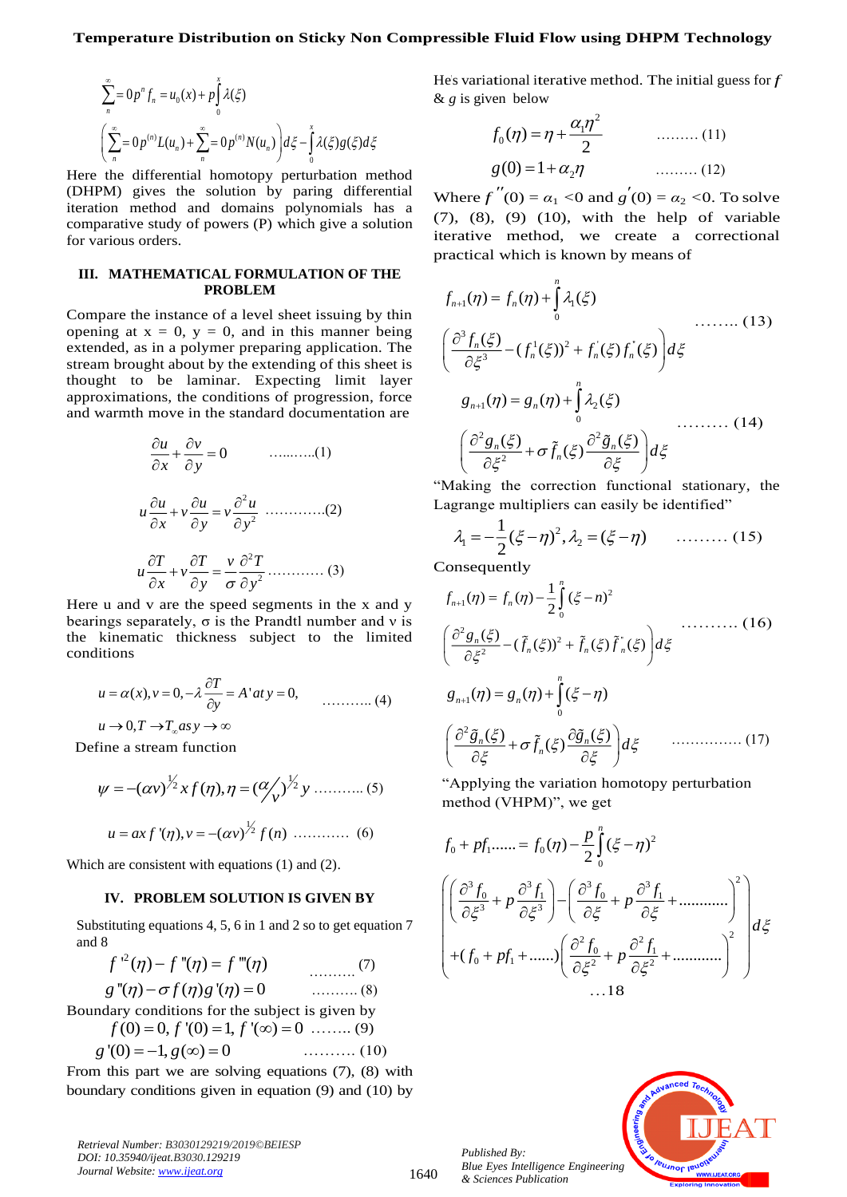$$\sum_{n}^{\infty}=0p^{n}f_{n}=u_{0}(x)+p\int_{0}^{x}\lambda(\xi)$$

$$\left(\sum_{n}^{\infty}=0p^{(n)}L(u_{n})+\sum_{n}^{\infty}=0p^{(n)}N(u_{n})\right)d\xi-\int_{0}^{x}\lambda(\xi)g(\xi)d\xi$$

Here the differential homotopy perturbation method (DHPM) gives the solution by paring differential iteration method and domains polynomials has a comparative study of powers (P) which give a solution for various orders.

## III. MATHEMATICAL FORMULATION OF THE PROBLEM

Compare the instance of a level sheet issuing by thin opening at x = 0, y = 0, and in this manner being extended, as in a polymer preparing application. The stream brought about by the extending of this sheet is thought to be laminar. Expecting limit layer approximations, the conditions of progression, force and warmth move in the standard documentation are

$$\frac{\partial u}{\partial x}+\frac{\partial v}{\partial y}=0 \quad \text{.........(1)}$$

$$u\frac{\partial u}{\partial x}+v\frac{\partial u}{\partial y}=v\frac{\partial^{2}u}{\partial y^{2}} \quad \text{............(2)}$$

$$u\frac{\partial T}{\partial x}+v\frac{\partial T}{\partial y}=\frac{v}{\sigma}\frac{\partial^{2}T}{\partial y^{2}} \quad \text{............ (3)}$$

Here u and v are the speed segments in the x and y bearings separately, σ is the Prandtl number and ν is the kinematic thickness subject to the limited conditions

$$u=\alpha(x), v=0, -\lambda\frac{\partial T}{\partial y}=A'at\, y=0, \quad \text{........... (4)}$$

$$u\to 0, T\to T_{\infty} as\, y\to\infty$$

Define a stream function

$$\psi=-(\alpha v)^{1/2}x f(\eta), \eta=(\alpha/v)^{1/2}y \quad \text{........... (5)}$$

$$u=ax f'(\eta), v=-(\alpha v)^{1/2}f(n) \quad \text{............ (6)}$$

Which are consistent with equations (1) and (2).

## IV. PROBLEM SOLUTION IS GIVEN BY

Substituting equations 4, 5, 6 in 1 and 2 so to get equation 7 and 8

$$f'^{2}(\eta)-f''(\eta)=f'''(\eta) \quad \text{.......... (7)}$$

$$g''(\eta)-\sigma f(\eta)g'(\eta)=0 \quad \text{.......... (8)}$$

Boundary conditions for the subject is given by

$$f(0)=0, f'(0)=1, f'(\infty)=0 \quad \text{........ (9)}$$

$$g'(0)=-1, g(\infty)=0 \quad \text{.......... (10)}$$

From this part we are solving equations (7), (8) with boundary conditions given in equation (9) and (10) by He's variational iterative method. The initial guess for $f$ & $g$ is given below

$$f_{0}(\eta)=\eta+\frac{\alpha_{1}\eta^{2}}{2} \quad \text{......... (11)}$$

$$g(0)=1+\alpha_{2}\eta \quad \text{......... (12)}$$

Where $f''(0)=\alpha_1<0$ and $g'(0)=\alpha_2<0$. To solve (7), (8), (9) (10), with the help of variable iterative method, we create a correctional practical which is known by means of

$$f_{n+1}(\eta)=f_{n}(\eta)+\int_{0}^{n}\lambda_{1}(\xi)\left(\frac{\partial^{3}f_{n}(\xi)}{\partial\xi^{3}}-(f_{n}^{1}(\xi))^{2}+f_{n}^{'}(\xi)f_{n}^{''}(\xi)\right)d\xi \quad \text{........ (13)}$$

$$g_{n+1}(\eta)=g_{n}(\eta)+\int_{0}^{n}\lambda_{2}(\xi)\left(\frac{\partial^{2}g_{n}(\xi)}{\partial\xi^{2}}+\sigma\tilde{f}_{n}(\xi)\frac{\partial^{2}\tilde{g}_{n}(\xi)}{\partial\xi}\right)d\xi \quad \text{......... (14)}$$

"Making the correction functional stationary, the Lagrange multipliers can easily be identified"

$$\lambda_{1}=-\frac{1}{2}(\xi-\eta)^{2}, \lambda_{2}=(\xi-\eta) \quad \text{......... (15)}$$

Consequently

$$f_{n+1}(\eta)=f_{n}(\eta)-\frac{1}{2}\int_{0}^{n}(\xi-n)^{2}\left(\frac{\partial^{2}g_{n}(\xi)}{\partial\xi^{2}}-(\tilde{f}_{n}(\xi))^{2}+\tilde{f}_{n}(\xi)\tilde{f}_{n}^{"}(\xi)\right)d\xi \quad \text{.......... (16)}$$

$$g_{n+1}(\eta)=g_{n}(\eta)+\int_{0}^{n}(\xi-\eta)\left(\frac{\partial^{2}\tilde{g}_{n}(\xi)}{\partial\xi}+\sigma\tilde{f}_{n}(\xi)\frac{\partial\tilde{g}_{n}(\xi)}{\partial\xi}\right)d\xi \quad \text{............... (17)}$$

"Applying the variation homotopy perturbation method (VHPM)", we get

$$f_{0}+pf_{1}......=f_{0}(\eta)-\frac{p}{2}\int_{0}^{n}(\xi-\eta)^{2}\left(\left(\frac{\partial^{3}f_{0}}{\partial\xi^{3}}+p\frac{\partial^{3}f_{1}}{\partial\xi^{3}}\right)-\left(\frac{\partial^{3}f_{0}}{\partial\xi}+p\frac{\partial^{3}f_{1}}{\partial\xi}+...........\right)^{2}+(f_{0}+pf_{1}+......)\left(\frac{\partial^{2}f_{0}}{\partial\xi^{2}}+p\frac{\partial^{2}f_{1}}{\partial\xi^{2}}+...........\right)^{2}\right)d\xi \quad \text{...18}$$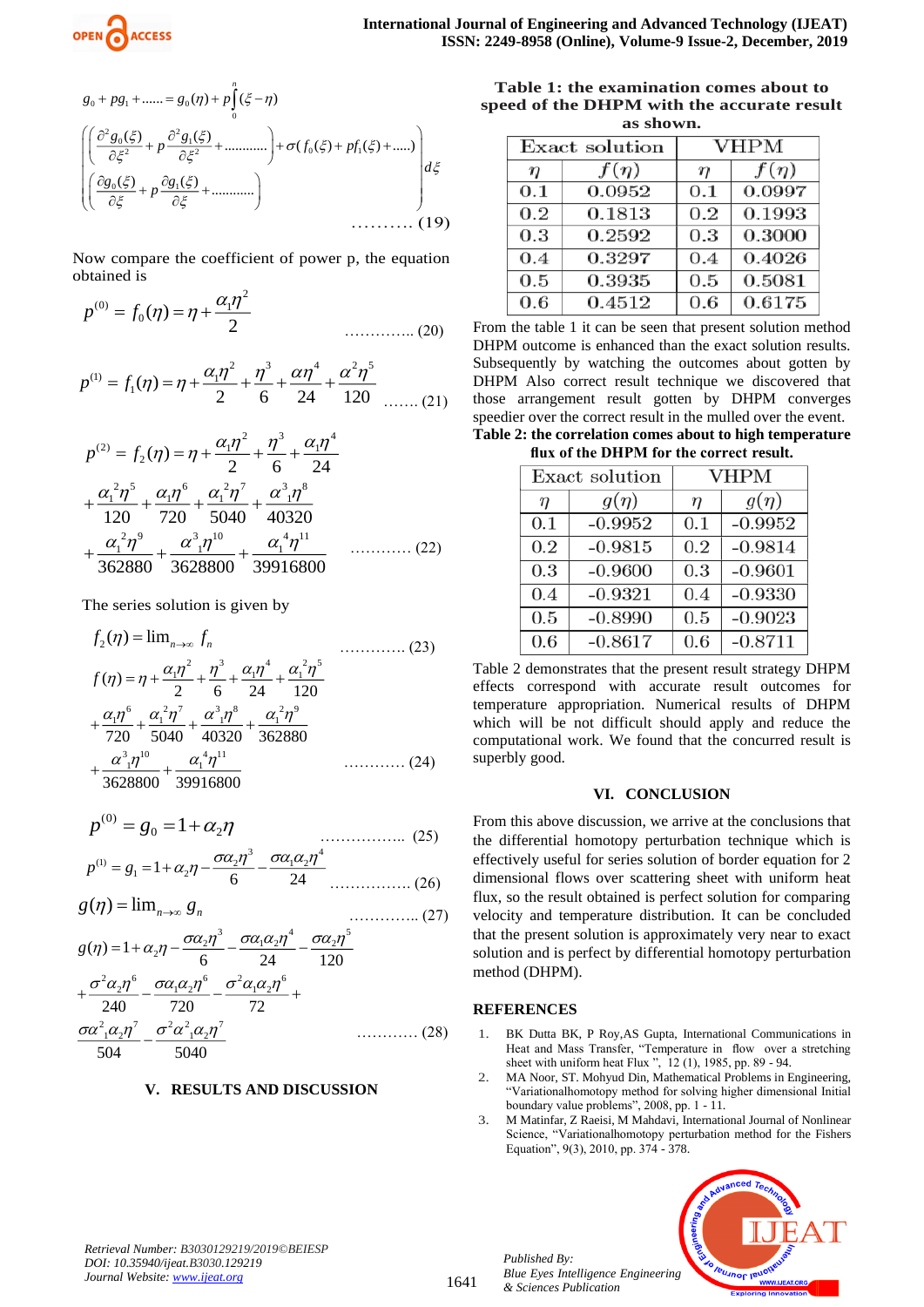$$g_0 + pg_1 + ...... = g_0(\eta) + p\int_0^{\eta}(\xi - \eta)\begin{pmatrix}\left(\frac{\partial^2 g_0(\xi)}{\partial \xi^2} + p\frac{\partial^2 g_1(\xi)}{\partial \xi^2} + ..........\right) + \sigma(f_0(\xi) + pf_1(\xi) + .....) \\ \left(\frac{\partial g_0(\xi)}{\partial \xi} + p\frac{\partial g_1(\xi)}{\partial \xi} + ..........\right)\end{pmatrix} d\xi \quad .......... (19)$$

Now compare the coefficient of power p, the equation obtained is

$$p^{(0)} = f_0(\eta) = \eta + \frac{\alpha_1 \eta^2}{2} \quad .............. (20)$$

$$p^{(1)} = f_1(\eta) = \eta + \frac{\alpha_1 \eta^2}{2} + \frac{\eta^3}{6} + \frac{\alpha \eta^4}{24} + \frac{\alpha^2 \eta^5}{120} \quad ....... (21)$$

$$p^{(2)} = f_2(\eta) = \eta + \frac{\alpha_1 \eta^2}{2} + \frac{\eta^3}{6} + \frac{\alpha_1 \eta^4}{24} + \frac{\alpha_1^2 \eta^5}{120} + \frac{\alpha_1 \eta^6}{720} + \frac{\alpha_1^2 \eta^7}{5040} + \frac{\alpha^3{}_1 \eta^8}{40320} + \frac{\alpha_1^2 \eta^9}{362880} + \frac{\alpha^3{}_1 \eta^{10}}{3628800} + \frac{\alpha_1^4 \eta^{11}}{39916800} \quad ........... (22)$$

The series solution is given by

$$f_2(\eta) = \lim_{n \to \infty} f_n \quad ............ (23)$$

$$f(\eta) = \eta + \frac{\alpha_1 \eta^2}{2} + \frac{\eta^3}{6} + \frac{\alpha_1 \eta^4}{24} + \frac{\alpha_1^2 \eta^5}{120} + \frac{\alpha_1 \eta^6}{720} + \frac{\alpha_1^2 \eta^7}{5040} + \frac{\alpha^3{}_1 \eta^8}{40320} + \frac{\alpha_1^2 \eta^9}{362880} + \frac{\alpha^3{}_1 \eta^{10}}{3628800} + \frac{\alpha_1^4 \eta^{11}}{39916800} \quad ........... (24)$$

$$p^{(0)} = g_0 = 1 + \alpha_2 \eta \quad ................ (25)$$

$$p^{(1)} = g_1 = 1 + \alpha_2 \eta - \frac{\sigma \alpha_2 \eta^3}{6} - \frac{\sigma \alpha_1 \alpha_2 \eta^4}{24} \quad ............... (26)$$

$$g(\eta) = \lim_{n \to \infty} g_n \quad .............. (27)$$

$$g(\eta) = 1 + \alpha_2 \eta - \frac{\sigma \alpha_2 \eta^3}{6} - \frac{\sigma \alpha_1 \alpha_2 \eta^4}{24} - \frac{\sigma \alpha_2 \eta^5}{120} + \frac{\sigma^2 \alpha_2 \eta^6}{240} - \frac{\sigma \alpha_1 \alpha_2 \eta^6}{720} - \frac{\sigma^2 \alpha_1 \alpha_2 \eta^6}{72} + \frac{\sigma \alpha^2{}_1 \alpha_2 \eta^7}{504} - \frac{\sigma^2 \alpha^2{}_1 \alpha_2 \eta^7}{5040} \quad ........... (28)$$

## V. RESULTS AND DISCUSSION

**Table 1: the examination comes about to speed of the DHPM with the accurate result as shown.**

| Exact solution | | VHPM | |
|---|---|---|---|
| $\eta$ | $f(\eta)$ | $\eta$ | $f(\eta)$ |
| 0.1 | 0.0952 | 0.1 | 0.0997 |
| 0.2 | 0.1813 | 0.2 | 0.1993 |
| 0.3 | 0.2592 | 0.3 | 0.3000 |
| 0.4 | 0.3297 | 0.4 | 0.4026 |
| 0.5 | 0.3935 | 0.5 | 0.5081 |
| 0.6 | 0.4512 | 0.6 | 0.6175 |

From the table 1 it can be seen that present solution method DHPM outcome is enhanced than the exact solution results. Subsequently by watching the outcomes about gotten by DHPM Also correct result technique we discovered that those arrangement result gotten by DHPM converges speedier over the correct result in the mulled over the event.

**Table 2: the correlation comes about to high temperature flux of the DHPM for the correct result.**

| Exact solution | | VHPM | |
|---|---|---|---|
| $\eta$ | $g(\eta)$ | $\eta$ | $g(\eta)$ |
| 0.1 | -0.9952 | 0.1 | -0.9952 |
| 0.2 | -0.9815 | 0.2 | -0.9814 |
| 0.3 | -0.9600 | 0.3 | -0.9601 |
| 0.4 | -0.9321 | 0.4 | -0.9330 |
| 0.5 | -0.8990 | 0.5 | -0.9023 |
| 0.6 | -0.8617 | 0.6 | -0.8711 |

Table 2 demonstrates that the present result strategy DHPM effects correspond with accurate result outcomes for temperature appropriation. Numerical results of DHPM which will be not difficult should apply and reduce the computational work. We found that the concurred result is superbly good.

## VI. CONCLUSION

From this above discussion, we arrive at the conclusions that the differential homotopy perturbation technique which is effectively useful for series solution of border equation for 2 dimensional flows over scattering sheet with uniform heat flux, so the result obtained is perfect solution for comparing velocity and temperature distribution. It can be concluded that the present solution is approximately very near to exact solution and is perfect by differential homotopy perturbation method (DHPM).

## REFERENCES

1. BK Dutta BK, P Roy,AS Gupta, International Communications in Heat and Mass Transfer, "Temperature in flow over a stretching sheet with uniform heat Flux ", 12 (1), 1985, pp. 89 - 94.
2. MA Noor, ST. Mohyud Din, Mathematical Problems in Engineering, "Variationalhomotopy method for solving higher dimensional Initial boundary value problems", 2008, pp. 1 - 11.
3. M Matinfar, Z Raeisi, M Mahdavi, International Journal of Nonlinear Science, "Variationalhomotopy perturbation method for the Fishers Equation", 9(3), 2010, pp. 374 - 378.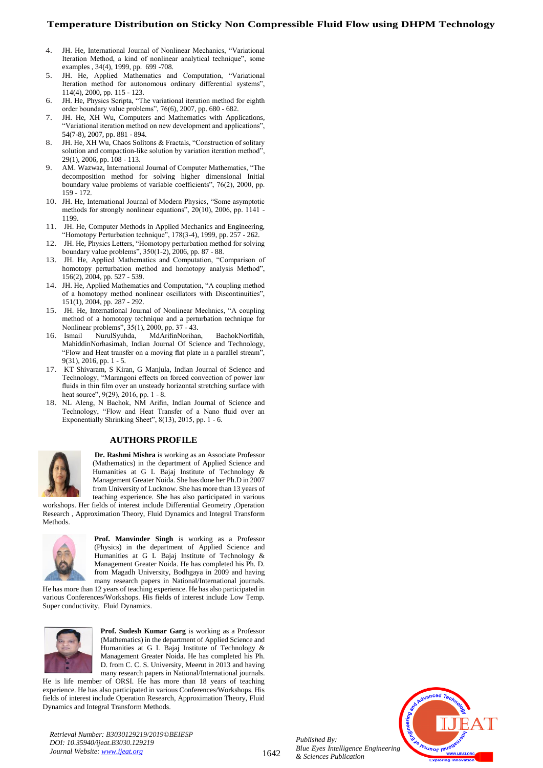4. JH. He, International Journal of Nonlinear Mechanics, "Variational Iteration Method, a kind of nonlinear analytical technique", some examples , 34(4), 1999, pp. 699 -708.
5. JH. He, Applied Mathematics and Computation, "Variational Iteration method for autonomous ordinary differential systems", 114(4), 2000, pp. 115 - 123.
6. JH. He, Physics Scripta, "The variational iteration method for eighth order boundary value problems", 76(6), 2007, pp. 680 - 682.
7. JH. He, XH Wu, Computers and Mathematics with Applications, "Variational iteration method on new development and applications", 54(7-8), 2007, pp. 881 - 894.
8. JH. He, XH Wu, Chaos Solitons & Fractals, "Construction of solitary solution and compaction-like solution by variation iteration method", 29(1), 2006, pp. 108 - 113.
9. AM. Wazwaz, International Journal of Computer Mathematics, "The decomposition method for solving higher dimensional Initial boundary value problems of variable coefficients", 76(2), 2000, pp. 159 - 172.
10. JH. He, International Journal of Modern Physics, "Some asymptotic methods for strongly nonlinear equations", 20(10), 2006, pp. 1141 - 1199.
11. JH. He, Computer Methods in Applied Mechanics and Engineering, "Homotopy Perturbation technique", 178(3-4), 1999, pp. 257 - 262.
12. JH. He, Physics Letters, "Homotopy perturbation method for solving boundary value problems", 350(1-2), 2006, pp. 87 - 88.
13. JH. He, Applied Mathematics and Computation, "Comparison of homotopy perturbation method and homotopy analysis Method", 156(2), 2004, pp. 527 - 539.
14. JH. He, Applied Mathematics and Computation, "A coupling method of a homotopy method nonlinear oscillators with Discontinuities", 151(1), 2004, pp. 287 - 292.
15. JH. He, International Journal of Nonlinear Mechnics, "A coupling method of a homotopy technique and a perturbation technique for Nonlinear problems", 35(1), 2000, pp. 37 - 43.
16. Ismail NurulSyuhda, MdArifinNorihan, BachokNorfifah, MahiddinNorhasimah, Indian Journal Of Science and Technology, "Flow and Heat transfer on a moving flat plate in a parallel stream", 9(31), 2016, pp. 1 - 5.
17. KT Shivaram, S Kiran, G Manjula, Indian Journal of Science and Technology, "Marangoni effects on forced convection of power law fluids in thin film over an unsteady horizontal stretching surface with heat source", 9(29), 2016, pp. 1 - 8.
18. NL Aleng, N Bachok, NM Arifin, Indian Journal of Science and Technology, "Flow and Heat Transfer of a Nano fluid over an Exponentially Shrinking Sheet", 8(13), 2015, pp. 1 - 6.

## AUTHORS PROFILE

**Dr. Rashmi Mishra** is working as an Associate Professor (Mathematics) in the department of Applied Science and Humanities at G L Bajaj Institute of Technology & Management Greater Noida. She has done her Ph.D in 2007 from University of Lucknow. She has more than 13 years of teaching experience. She has also participated in various workshops. Her fields of interest include Differential Geometry ,Operation Research , Approximation Theory, Fluid Dynamics and Integral Transform Methods.

**Prof. Manvinder Singh** is working as a Professor (Physics) in the department of Applied Science and Humanities at G L Bajaj Institute of Technology & Management Greater Noida. He has completed his Ph. D. from Magadh University, Bodhgaya in 2009 and having many research papers in National/International journals. He has more than 12 years of teaching experience. He has also participated in various Conferences/Workshops. His fields of interest include Low Temp. Super conductivity, Fluid Dynamics.

**Prof. Sudesh Kumar Garg** is working as a Professor (Mathematics) in the department of Applied Science and Humanities at G L Bajaj Institute of Technology & Management Greater Noida. He has completed his Ph. D. from C. C. S. University, Meerut in 2013 and having many research papers in National/International journals. He is life member of ORSI. He has more than 18 years of teaching experience. He has also participated in various Conferences/Workshops. His fields of interest include Operation Research, Approximation Theory, Fluid Dynamics and Integral Transform Methods.